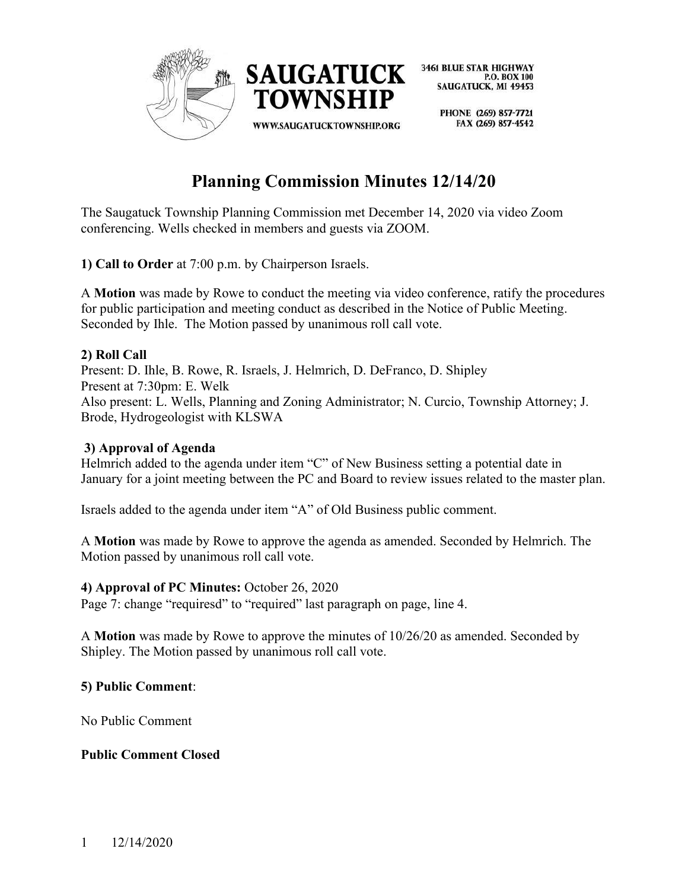SAUGATUCK TOWNSHIP

WWW.SAUGATUCKTOWNSHIP.ORG

3461 BLUE STAR HIGHWAY
P.O. BOX 100
SAUGATUCK, MI 49453

PHONE (269) 857-7721
FAX (269) 857-4542

# Planning Commission Minutes 12/14/20

The Saugatuck Township Planning Commission met December 14, 2020 via video Zoom conferencing. Wells checked in members and guests via ZOOM.

**1) Call to Order** at 7:00 p.m. by Chairperson Israels.

A **Motion** was made by Rowe to conduct the meeting via video conference, ratify the procedures for public participation and meeting conduct as described in the Notice of Public Meeting. Seconded by Ihle. The Motion passed by unanimous roll call vote.

**2) Roll Call**
Present: D. Ihle, B. Rowe, R. Israels, J. Helmrich, D. DeFranco, D. Shipley
Present at 7:30pm: E. Welk
Also present: L. Wells, Planning and Zoning Administrator; N. Curcio, Township Attorney; J. Brode, Hydrogeologist with KLSWA

**3) Approval of Agenda**
Helmrich added to the agenda under item "C" of New Business setting a potential date in January for a joint meeting between the PC and Board to review issues related to the master plan.

Israels added to the agenda under item "A" of Old Business public comment.

A **Motion** was made by Rowe to approve the agenda as amended. Seconded by Helmrich. The Motion passed by unanimous roll call vote.

**4) Approval of PC Minutes:** October 26, 2020
Page 7: change "requiresd" to "required" last paragraph on page, line 4.

A **Motion** was made by Rowe to approve the minutes of 10/26/20 as amended. Seconded by Shipley. The Motion passed by unanimous roll call vote.

**5) Public Comment**:

No Public Comment

**Public Comment Closed**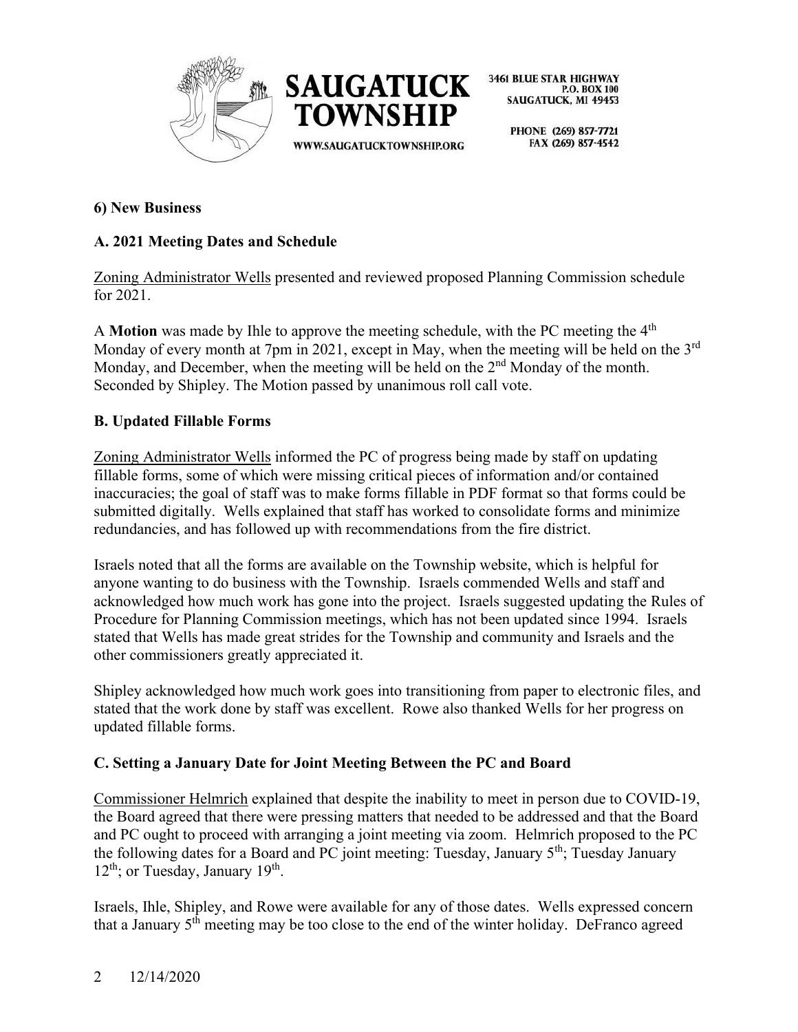**6) New Business**

**A. 2021 Meeting Dates and Schedule**

Zoning Administrator Wells presented and reviewed proposed Planning Commission schedule for 2021.

A **Motion** was made by Ihle to approve the meeting schedule, with the PC meeting the 4th Monday of every month at 7pm in 2021, except in May, when the meeting will be held on the 3rd Monday, and December, when the meeting will be held on the 2nd Monday of the month. Seconded by Shipley. The Motion passed by unanimous roll call vote.

**B. Updated Fillable Forms**

Zoning Administrator Wells informed the PC of progress being made by staff on updating fillable forms, some of which were missing critical pieces of information and/or contained inaccuracies; the goal of staff was to make forms fillable in PDF format so that forms could be submitted digitally. Wells explained that staff has worked to consolidate forms and minimize redundancies, and has followed up with recommendations from the fire district.

Israels noted that all the forms are available on the Township website, which is helpful for anyone wanting to do business with the Township. Israels commended Wells and staff and acknowledged how much work has gone into the project. Israels suggested updating the Rules of Procedure for Planning Commission meetings, which has not been updated since 1994. Israels stated that Wells has made great strides for the Township and community and Israels and the other commissioners greatly appreciated it.

Shipley acknowledged how much work goes into transitioning from paper to electronic files, and stated that the work done by staff was excellent. Rowe also thanked Wells for her progress on updated fillable forms.

**C. Setting a January Date for Joint Meeting Between the PC and Board**

Commissioner Helmrich explained that despite the inability to meet in person due to COVID-19, the Board agreed that there were pressing matters that needed to be addressed and that the Board and PC ought to proceed with arranging a joint meeting via zoom. Helmrich proposed to the PC the following dates for a Board and PC joint meeting: Tuesday, January 5th; Tuesday January 12th; or Tuesday, January 19th.

Israels, Ihle, Shipley, and Rowe were available for any of those dates. Wells expressed concern that a January 5th meeting may be too close to the end of the winter holiday. DeFranco agreed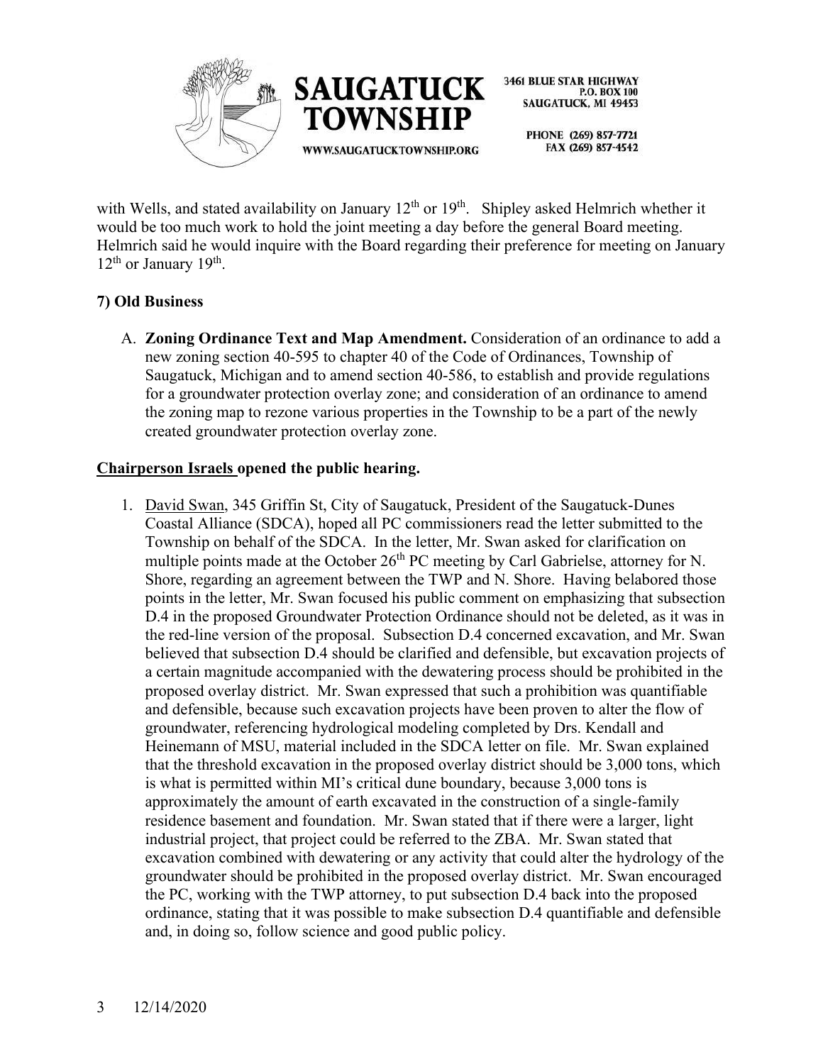with Wells, and stated availability on January 12th or 19th. Shipley asked Helmrich whether it would be too much work to hold the joint meeting a day before the general Board meeting. Helmrich said he would inquire with the Board regarding their preference for meeting on January 12th or January 19th.

**7) Old Business**

A. **Zoning Ordinance Text and Map Amendment.** Consideration of an ordinance to add a new zoning section 40-595 to chapter 40 of the Code of Ordinances, Township of Saugatuck, Michigan and to amend section 40-586, to establish and provide regulations for a groundwater protection overlay zone; and consideration of an ordinance to amend the zoning map to rezone various properties in the Township to be a part of the newly created groundwater protection overlay zone.

**Chairperson Israels opened the public hearing.**

1. David Swan, 345 Griffin St, City of Saugatuck, President of the Saugatuck-Dunes Coastal Alliance (SDCA), hoped all PC commissioners read the letter submitted to the Township on behalf of the SDCA. In the letter, Mr. Swan asked for clarification on multiple points made at the October 26th PC meeting by Carl Gabrielse, attorney for N. Shore, regarding an agreement between the TWP and N. Shore. Having belabored those points in the letter, Mr. Swan focused his public comment on emphasizing that subsection D.4 in the proposed Groundwater Protection Ordinance should not be deleted, as it was in the red-line version of the proposal. Subsection D.4 concerned excavation, and Mr. Swan believed that subsection D.4 should be clarified and defensible, but excavation projects of a certain magnitude accompanied with the dewatering process should be prohibited in the proposed overlay district. Mr. Swan expressed that such a prohibition was quantifiable and defensible, because such excavation projects have been proven to alter the flow of groundwater, referencing hydrological modeling completed by Drs. Kendall and Heinemann of MSU, material included in the SDCA letter on file. Mr. Swan explained that the threshold excavation in the proposed overlay district should be 3,000 tons, which is what is permitted within MI's critical dune boundary, because 3,000 tons is approximately the amount of earth excavated in the construction of a single-family residence basement and foundation. Mr. Swan stated that if there were a larger, light industrial project, that project could be referred to the ZBA. Mr. Swan stated that excavation combined with dewatering or any activity that could alter the hydrology of the groundwater should be prohibited in the proposed overlay district. Mr. Swan encouraged the PC, working with the TWP attorney, to put subsection D.4 back into the proposed ordinance, stating that it was possible to make subsection D.4 quantifiable and defensible and, in doing so, follow science and good public policy.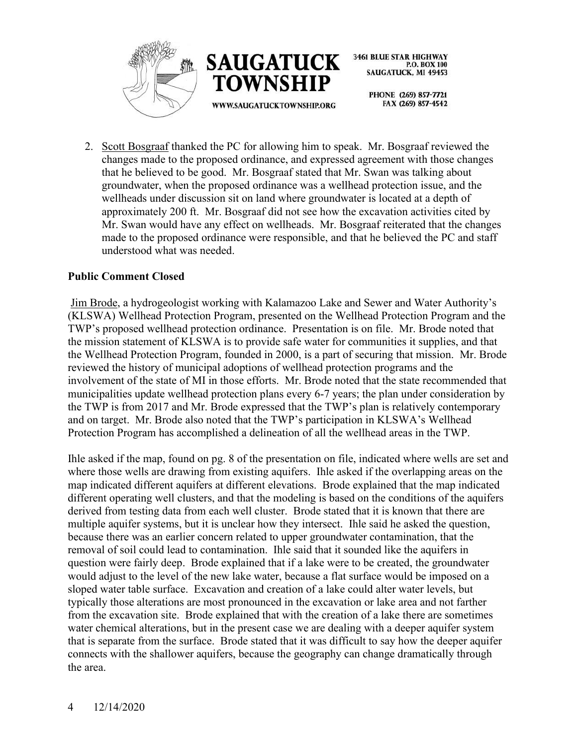2. Scott Bosgraaf thanked the PC for allowing him to speak. Mr. Bosgraaf reviewed the changes made to the proposed ordinance, and expressed agreement with those changes that he believed to be good. Mr. Bosgraaf stated that Mr. Swan was talking about groundwater, when the proposed ordinance was a wellhead protection issue, and the wellheads under discussion sit on land where groundwater is located at a depth of approximately 200 ft. Mr. Bosgraaf did not see how the excavation activities cited by Mr. Swan would have any effect on wellheads. Mr. Bosgraaf reiterated that the changes made to the proposed ordinance were responsible, and that he believed the PC and staff understood what was needed.

**Public Comment Closed**

Jim Brode, a hydrogeologist working with Kalamazoo Lake and Sewer and Water Authority's (KLSWA) Wellhead Protection Program, presented on the Wellhead Protection Program and the TWP's proposed wellhead protection ordinance. Presentation is on file. Mr. Brode noted that the mission statement of KLSWA is to provide safe water for communities it supplies, and that the Wellhead Protection Program, founded in 2000, is a part of securing that mission. Mr. Brode reviewed the history of municipal adoptions of wellhead protection programs and the involvement of the state of MI in those efforts. Mr. Brode noted that the state recommended that municipalities update wellhead protection plans every 6-7 years; the plan under consideration by the TWP is from 2017 and Mr. Brode expressed that the TWP's plan is relatively contemporary and on target. Mr. Brode also noted that the TWP's participation in KLSWA's Wellhead Protection Program has accomplished a delineation of all the wellhead areas in the TWP.

Ihle asked if the map, found on pg. 8 of the presentation on file, indicated where wells are set and where those wells are drawing from existing aquifers. Ihle asked if the overlapping areas on the map indicated different aquifers at different elevations. Brode explained that the map indicated different operating well clusters, and that the modeling is based on the conditions of the aquifers derived from testing data from each well cluster. Brode stated that it is known that there are multiple aquifer systems, but it is unclear how they intersect. Ihle said he asked the question, because there was an earlier concern related to upper groundwater contamination, that the removal of soil could lead to contamination. Ihle said that it sounded like the aquifers in question were fairly deep. Brode explained that if a lake were to be created, the groundwater would adjust to the level of the new lake water, because a flat surface would be imposed on a sloped water table surface. Excavation and creation of a lake could alter water levels, but typically those alterations are most pronounced in the excavation or lake area and not farther from the excavation site. Brode explained that with the creation of a lake there are sometimes water chemical alterations, but in the present case we are dealing with a deeper aquifer system that is separate from the surface. Brode stated that it was difficult to say how the deeper aquifer connects with the shallower aquifers, because the geography can change dramatically through the area.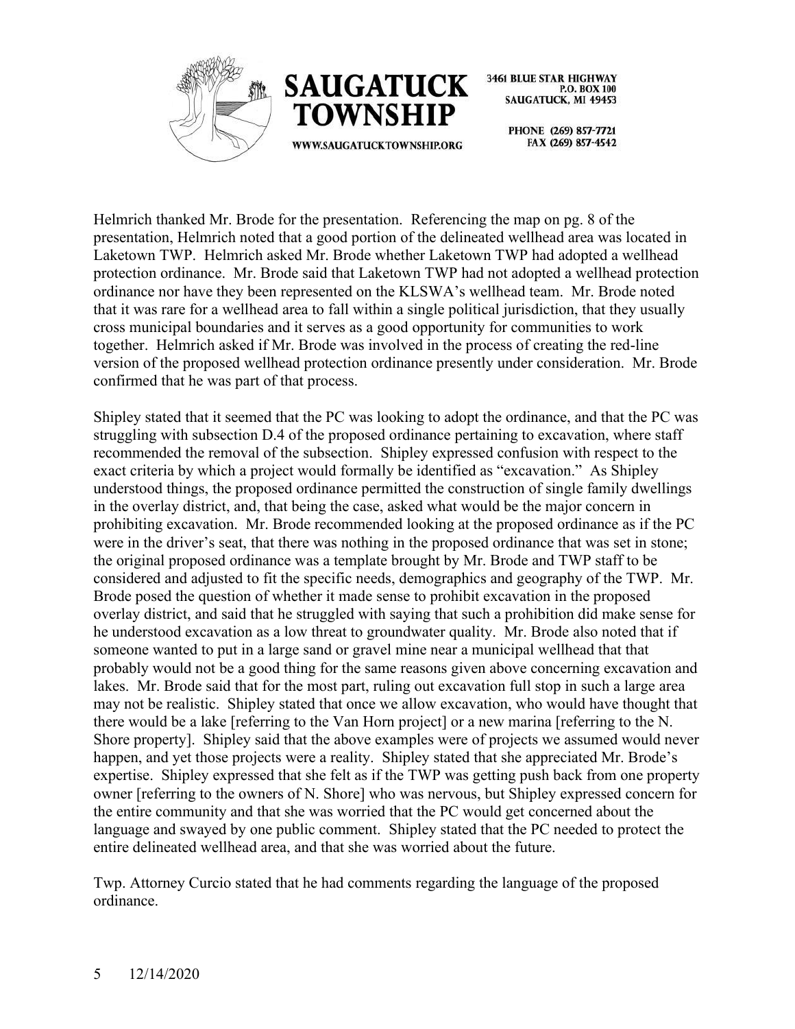Helmrich thanked Mr. Brode for the presentation. Referencing the map on pg. 8 of the presentation, Helmrich noted that a good portion of the delineated wellhead area was located in Laketown TWP. Helmrich asked Mr. Brode whether Laketown TWP had adopted a wellhead protection ordinance. Mr. Brode said that Laketown TWP had not adopted a wellhead protection ordinance nor have they been represented on the KLSWA's wellhead team. Mr. Brode noted that it was rare for a wellhead area to fall within a single political jurisdiction, that they usually cross municipal boundaries and it serves as a good opportunity for communities to work together. Helmrich asked if Mr. Brode was involved in the process of creating the red-line version of the proposed wellhead protection ordinance presently under consideration. Mr. Brode confirmed that he was part of that process.

Shipley stated that it seemed that the PC was looking to adopt the ordinance, and that the PC was struggling with subsection D.4 of the proposed ordinance pertaining to excavation, where staff recommended the removal of the subsection. Shipley expressed confusion with respect to the exact criteria by which a project would formally be identified as "excavation." As Shipley understood things, the proposed ordinance permitted the construction of single family dwellings in the overlay district, and, that being the case, asked what would be the major concern in prohibiting excavation. Mr. Brode recommended looking at the proposed ordinance as if the PC were in the driver's seat, that there was nothing in the proposed ordinance that was set in stone; the original proposed ordinance was a template brought by Mr. Brode and TWP staff to be considered and adjusted to fit the specific needs, demographics and geography of the TWP. Mr. Brode posed the question of whether it made sense to prohibit excavation in the proposed overlay district, and said that he struggled with saying that such a prohibition did make sense for he understood excavation as a low threat to groundwater quality. Mr. Brode also noted that if someone wanted to put in a large sand or gravel mine near a municipal wellhead that that probably would not be a good thing for the same reasons given above concerning excavation and lakes. Mr. Brode said that for the most part, ruling out excavation full stop in such a large area may not be realistic. Shipley stated that once we allow excavation, who would have thought that there would be a lake [referring to the Van Horn project] or a new marina [referring to the N. Shore property]. Shipley said that the above examples were of projects we assumed would never happen, and yet those projects were a reality. Shipley stated that she appreciated Mr. Brode's expertise. Shipley expressed that she felt as if the TWP was getting push back from one property owner [referring to the owners of N. Shore] who was nervous, but Shipley expressed concern for the entire community and that she was worried that the PC would get concerned about the language and swayed by one public comment. Shipley stated that the PC needed to protect the entire delineated wellhead area, and that she was worried about the future.

Twp. Attorney Curcio stated that he had comments regarding the language of the proposed ordinance.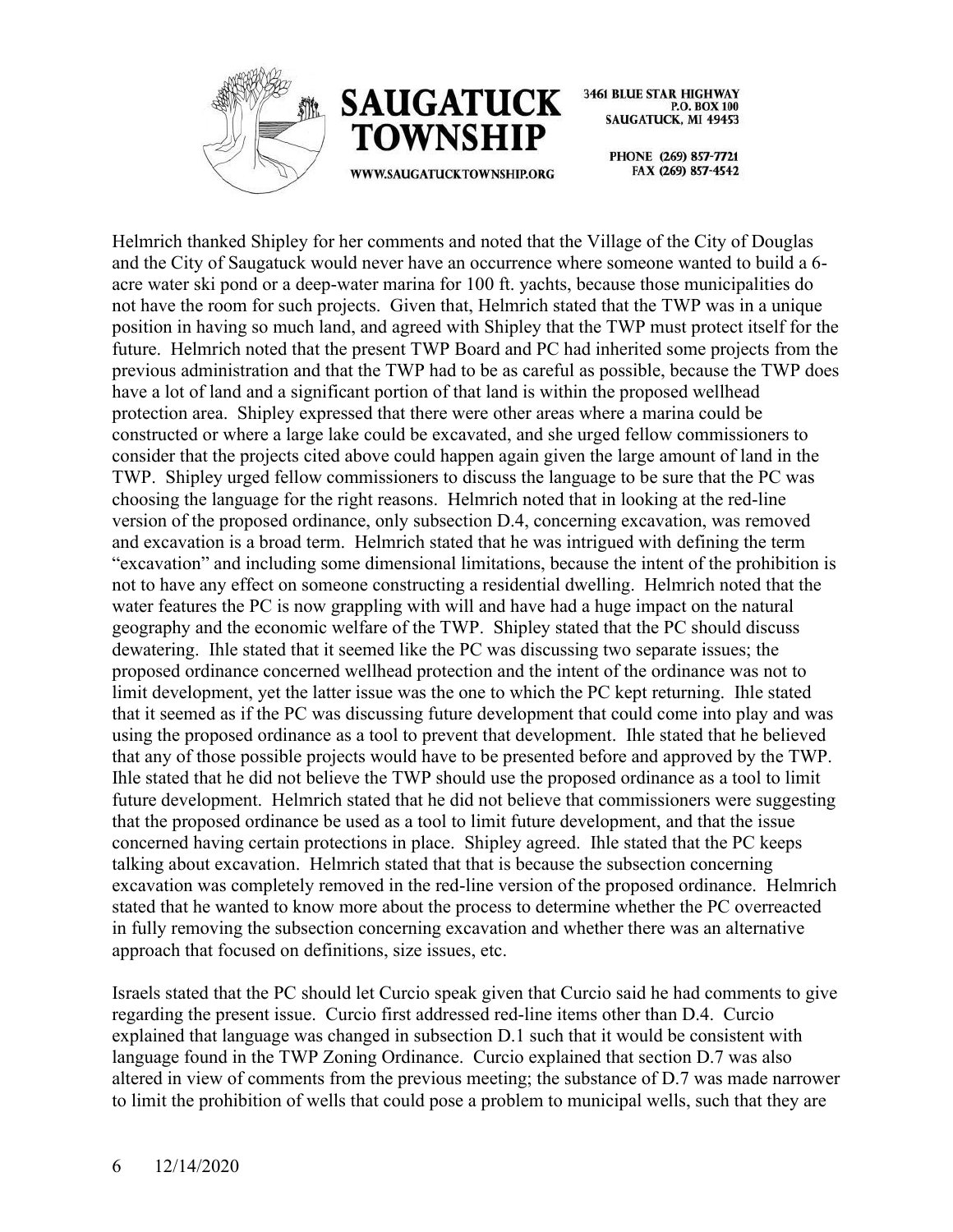Helmrich thanked Shipley for her comments and noted that the Village of the City of Douglas and the City of Saugatuck would never have an occurrence where someone wanted to build a 6-acre water ski pond or a deep-water marina for 100 ft. yachts, because those municipalities do not have the room for such projects. Given that, Helmrich stated that the TWP was in a unique position in having so much land, and agreed with Shipley that the TWP must protect itself for the future. Helmrich noted that the present TWP Board and PC had inherited some projects from the previous administration and that the TWP had to be as careful as possible, because the TWP does have a lot of land and a significant portion of that land is within the proposed wellhead protection area. Shipley expressed that there were other areas where a marina could be constructed or where a large lake could be excavated, and she urged fellow commissioners to consider that the projects cited above could happen again given the large amount of land in the TWP. Shipley urged fellow commissioners to discuss the language to be sure that the PC was choosing the language for the right reasons. Helmrich noted that in looking at the red-line version of the proposed ordinance, only subsection D.4, concerning excavation, was removed and excavation is a broad term. Helmrich stated that he was intrigued with defining the term "excavation" and including some dimensional limitations, because the intent of the prohibition is not to have any effect on someone constructing a residential dwelling. Helmrich noted that the water features the PC is now grappling with will and have had a huge impact on the natural geography and the economic welfare of the TWP. Shipley stated that the PC should discuss dewatering. Ihle stated that it seemed like the PC was discussing two separate issues; the proposed ordinance concerned wellhead protection and the intent of the ordinance was not to limit development, yet the latter issue was the one to which the PC kept returning. Ihle stated that it seemed as if the PC was discussing future development that could come into play and was using the proposed ordinance as a tool to prevent that development. Ihle stated that he believed that any of those possible projects would have to be presented before and approved by the TWP. Ihle stated that he did not believe the TWP should use the proposed ordinance as a tool to limit future development. Helmrich stated that he did not believe that commissioners were suggesting that the proposed ordinance be used as a tool to limit future development, and that the issue concerned having certain protections in place. Shipley agreed. Ihle stated that the PC keeps talking about excavation. Helmrich stated that that is because the subsection concerning excavation was completely removed in the red-line version of the proposed ordinance. Helmrich stated that he wanted to know more about the process to determine whether the PC overreacted in fully removing the subsection concerning excavation and whether there was an alternative approach that focused on definitions, size issues, etc.

Israels stated that the PC should let Curcio speak given that Curcio said he had comments to give regarding the present issue. Curcio first addressed red-line items other than D.4. Curcio explained that language was changed in subsection D.1 such that it would be consistent with language found in the TWP Zoning Ordinance. Curcio explained that section D.7 was also altered in view of comments from the previous meeting; the substance of D.7 was made narrower to limit the prohibition of wells that could pose a problem to municipal wells, such that they are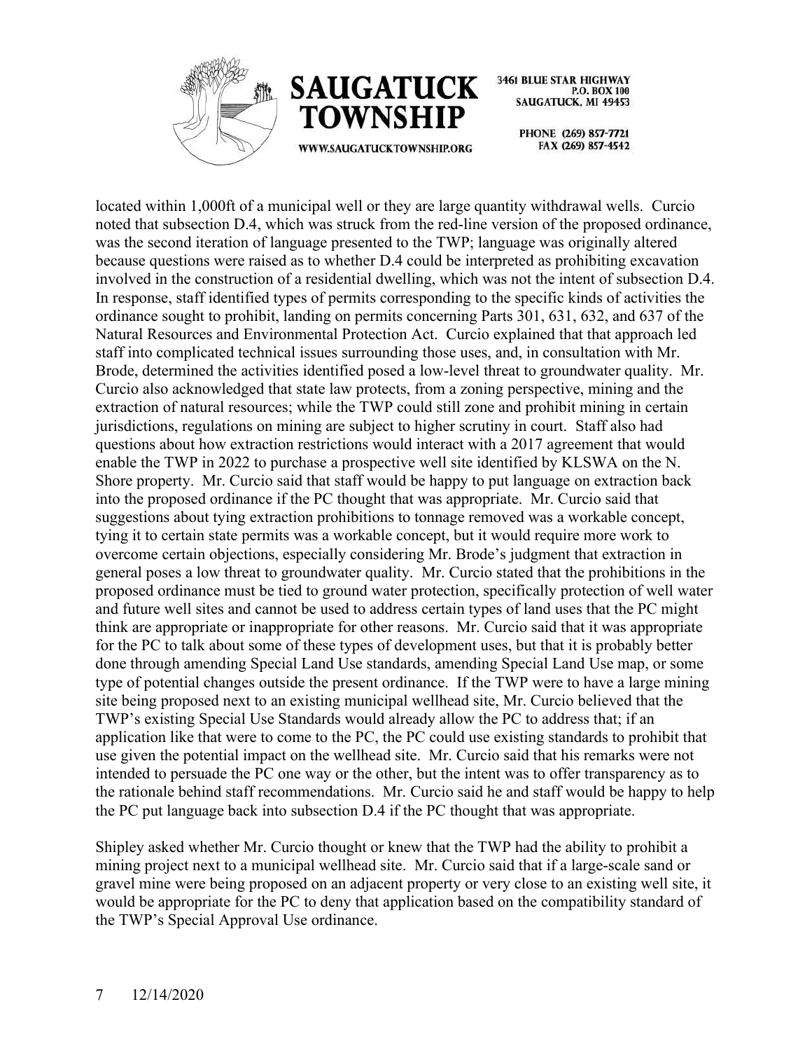located within 1,000ft of a municipal well or they are large quantity withdrawal wells. Curcio noted that subsection D.4, which was struck from the red-line version of the proposed ordinance, was the second iteration of language presented to the TWP; language was originally altered because questions were raised as to whether D.4 could be interpreted as prohibiting excavation involved in the construction of a residential dwelling, which was not the intent of subsection D.4. In response, staff identified types of permits corresponding to the specific kinds of activities the ordinance sought to prohibit, landing on permits concerning Parts 301, 631, 632, and 637 of the Natural Resources and Environmental Protection Act. Curcio explained that that approach led staff into complicated technical issues surrounding those uses, and, in consultation with Mr. Brode, determined the activities identified posed a low-level threat to groundwater quality. Mr. Curcio also acknowledged that state law protects, from a zoning perspective, mining and the extraction of natural resources; while the TWP could still zone and prohibit mining in certain jurisdictions, regulations on mining are subject to higher scrutiny in court. Staff also had questions about how extraction restrictions would interact with a 2017 agreement that would enable the TWP in 2022 to purchase a prospective well site identified by KLSWA on the N. Shore property. Mr. Curcio said that staff would be happy to put language on extraction back into the proposed ordinance if the PC thought that was appropriate. Mr. Curcio said that suggestions about tying extraction prohibitions to tonnage removed was a workable concept, tying it to certain state permits was a workable concept, but it would require more work to overcome certain objections, especially considering Mr. Brode's judgment that extraction in general poses a low threat to groundwater quality. Mr. Curcio stated that the prohibitions in the proposed ordinance must be tied to ground water protection, specifically protection of well water and future well sites and cannot be used to address certain types of land uses that the PC might think are appropriate or inappropriate for other reasons. Mr. Curcio said that it was appropriate for the PC to talk about some of these types of development uses, but that it is probably better done through amending Special Land Use standards, amending Special Land Use map, or some type of potential changes outside the present ordinance. If the TWP were to have a large mining site being proposed next to an existing municipal wellhead site, Mr. Curcio believed that the TWP's existing Special Use Standards would already allow the PC to address that; if an application like that were to come to the PC, the PC could use existing standards to prohibit that use given the potential impact on the wellhead site. Mr. Curcio said that his remarks were not intended to persuade the PC one way or the other, but the intent was to offer transparency as to the rationale behind staff recommendations. Mr. Curcio said he and staff would be happy to help the PC put language back into subsection D.4 if the PC thought that was appropriate.

Shipley asked whether Mr. Curcio thought or knew that the TWP had the ability to prohibit a mining project next to a municipal wellhead site. Mr. Curcio said that if a large-scale sand or gravel mine were being proposed on an adjacent property or very close to an existing well site, it would be appropriate for the PC to deny that application based on the compatibility standard of the TWP's Special Approval Use ordinance.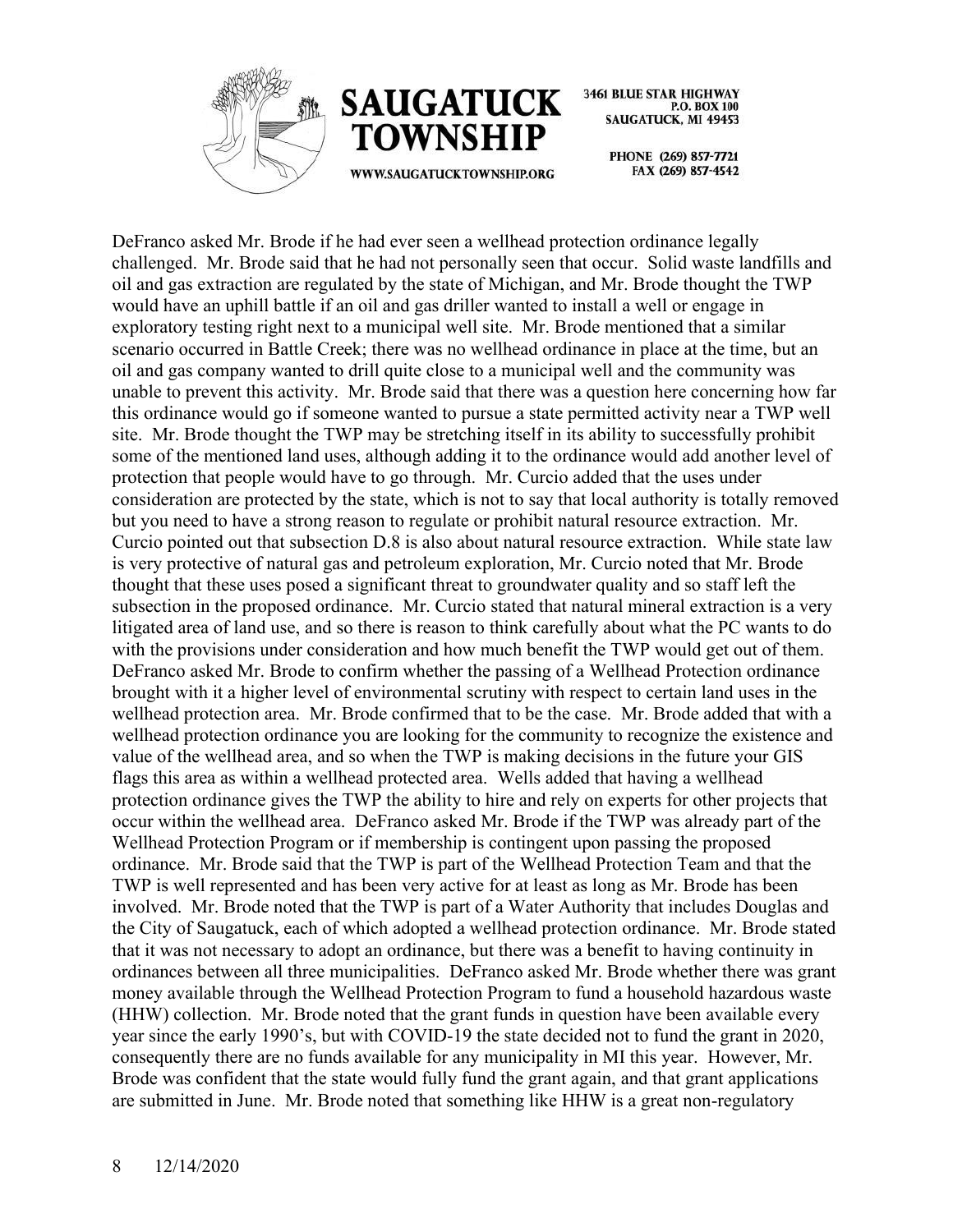DeFranco asked Mr. Brode if he had ever seen a wellhead protection ordinance legally challenged. Mr. Brode said that he had not personally seen that occur. Solid waste landfills and oil and gas extraction are regulated by the state of Michigan, and Mr. Brode thought the TWP would have an uphill battle if an oil and gas driller wanted to install a well or engage in exploratory testing right next to a municipal well site. Mr. Brode mentioned that a similar scenario occurred in Battle Creek; there was no wellhead ordinance in place at the time, but an oil and gas company wanted to drill quite close to a municipal well and the community was unable to prevent this activity. Mr. Brode said that there was a question here concerning how far this ordinance would go if someone wanted to pursue a state permitted activity near a TWP well site. Mr. Brode thought the TWP may be stretching itself in its ability to successfully prohibit some of the mentioned land uses, although adding it to the ordinance would add another level of protection that people would have to go through. Mr. Curcio added that the uses under consideration are protected by the state, which is not to say that local authority is totally removed but you need to have a strong reason to regulate or prohibit natural resource extraction. Mr. Curcio pointed out that subsection D.8 is also about natural resource extraction. While state law is very protective of natural gas and petroleum exploration, Mr. Curcio noted that Mr. Brode thought that these uses posed a significant threat to groundwater quality and so staff left the subsection in the proposed ordinance. Mr. Curcio stated that natural mineral extraction is a very litigated area of land use, and so there is reason to think carefully about what the PC wants to do with the provisions under consideration and how much benefit the TWP would get out of them. DeFranco asked Mr. Brode to confirm whether the passing of a Wellhead Protection ordinance brought with it a higher level of environmental scrutiny with respect to certain land uses in the wellhead protection area. Mr. Brode confirmed that to be the case. Mr. Brode added that with a wellhead protection ordinance you are looking for the community to recognize the existence and value of the wellhead area, and so when the TWP is making decisions in the future your GIS flags this area as within a wellhead protected area. Wells added that having a wellhead protection ordinance gives the TWP the ability to hire and rely on experts for other projects that occur within the wellhead area. DeFranco asked Mr. Brode if the TWP was already part of the Wellhead Protection Program or if membership is contingent upon passing the proposed ordinance. Mr. Brode said that the TWP is part of the Wellhead Protection Team and that the TWP is well represented and has been very active for at least as long as Mr. Brode has been involved. Mr. Brode noted that the TWP is part of a Water Authority that includes Douglas and the City of Saugatuck, each of which adopted a wellhead protection ordinance. Mr. Brode stated that it was not necessary to adopt an ordinance, but there was a benefit to having continuity in ordinances between all three municipalities. DeFranco asked Mr. Brode whether there was grant money available through the Wellhead Protection Program to fund a household hazardous waste (HHW) collection. Mr. Brode noted that the grant funds in question have been available every year since the early 1990's, but with COVID-19 the state decided not to fund the grant in 2020, consequently there are no funds available for any municipality in MI this year. However, Mr. Brode was confident that the state would fully fund the grant again, and that grant applications are submitted in June. Mr. Brode noted that something like HHW is a great non-regulatory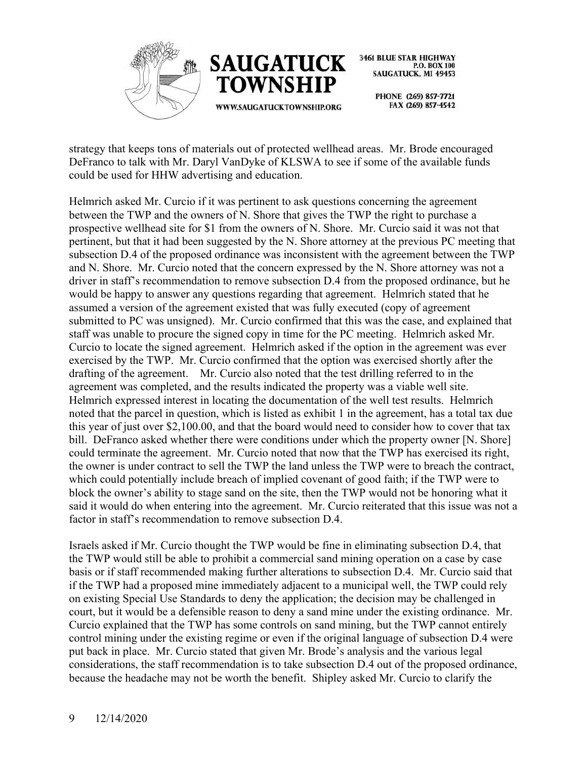strategy that keeps tons of materials out of protected wellhead areas. Mr. Brode encouraged DeFranco to talk with Mr. Daryl VanDyke of KLSWA to see if some of the available funds could be used for HHW advertising and education.

Helmrich asked Mr. Curcio if it was pertinent to ask questions concerning the agreement between the TWP and the owners of N. Shore that gives the TWP the right to purchase a prospective wellhead site for $1 from the owners of N. Shore. Mr. Curcio said it was not that pertinent, but that it had been suggested by the N. Shore attorney at the previous PC meeting that subsection D.4 of the proposed ordinance was inconsistent with the agreement between the TWP and N. Shore. Mr. Curcio noted that the concern expressed by the N. Shore attorney was not a driver in staff's recommendation to remove subsection D.4 from the proposed ordinance, but he would be happy to answer any questions regarding that agreement. Helmrich stated that he assumed a version of the agreement existed that was fully executed (copy of agreement submitted to PC was unsigned). Mr. Curcio confirmed that this was the case, and explained that staff was unable to procure the signed copy in time for the PC meeting. Helmrich asked Mr. Curcio to locate the signed agreement. Helmrich asked if the option in the agreement was ever exercised by the TWP. Mr. Curcio confirmed that the option was exercised shortly after the drafting of the agreement. Mr. Curcio also noted that the test drilling referred to in the agreement was completed, and the results indicated the property was a viable well site. Helmrich expressed interest in locating the documentation of the well test results. Helmrich noted that the parcel in question, which is listed as exhibit 1 in the agreement, has a total tax due this year of just over $2,100.00, and that the board would need to consider how to cover that tax bill. DeFranco asked whether there were conditions under which the property owner [N. Shore] could terminate the agreement. Mr. Curcio noted that now that the TWP has exercised its right, the owner is under contract to sell the TWP the land unless the TWP were to breach the contract, which could potentially include breach of implied covenant of good faith; if the TWP were to block the owner's ability to stage sand on the site, then the TWP would not be honoring what it said it would do when entering into the agreement. Mr. Curcio reiterated that this issue was not a factor in staff's recommendation to remove subsection D.4.

Israels asked if Mr. Curcio thought the TWP would be fine in eliminating subsection D.4, that the TWP would still be able to prohibit a commercial sand mining operation on a case by case basis or if staff recommended making further alterations to subsection D.4. Mr. Curcio said that if the TWP had a proposed mine immediately adjacent to a municipal well, the TWP could rely on existing Special Use Standards to deny the application; the decision may be challenged in court, but it would be a defensible reason to deny a sand mine under the existing ordinance. Mr. Curcio explained that the TWP has some controls on sand mining, but the TWP cannot entirely control mining under the existing regime or even if the original language of subsection D.4 were put back in place. Mr. Curcio stated that given Mr. Brode's analysis and the various legal considerations, the staff recommendation is to take subsection D.4 out of the proposed ordinance, because the headache may not be worth the benefit. Shipley asked Mr. Curcio to clarify the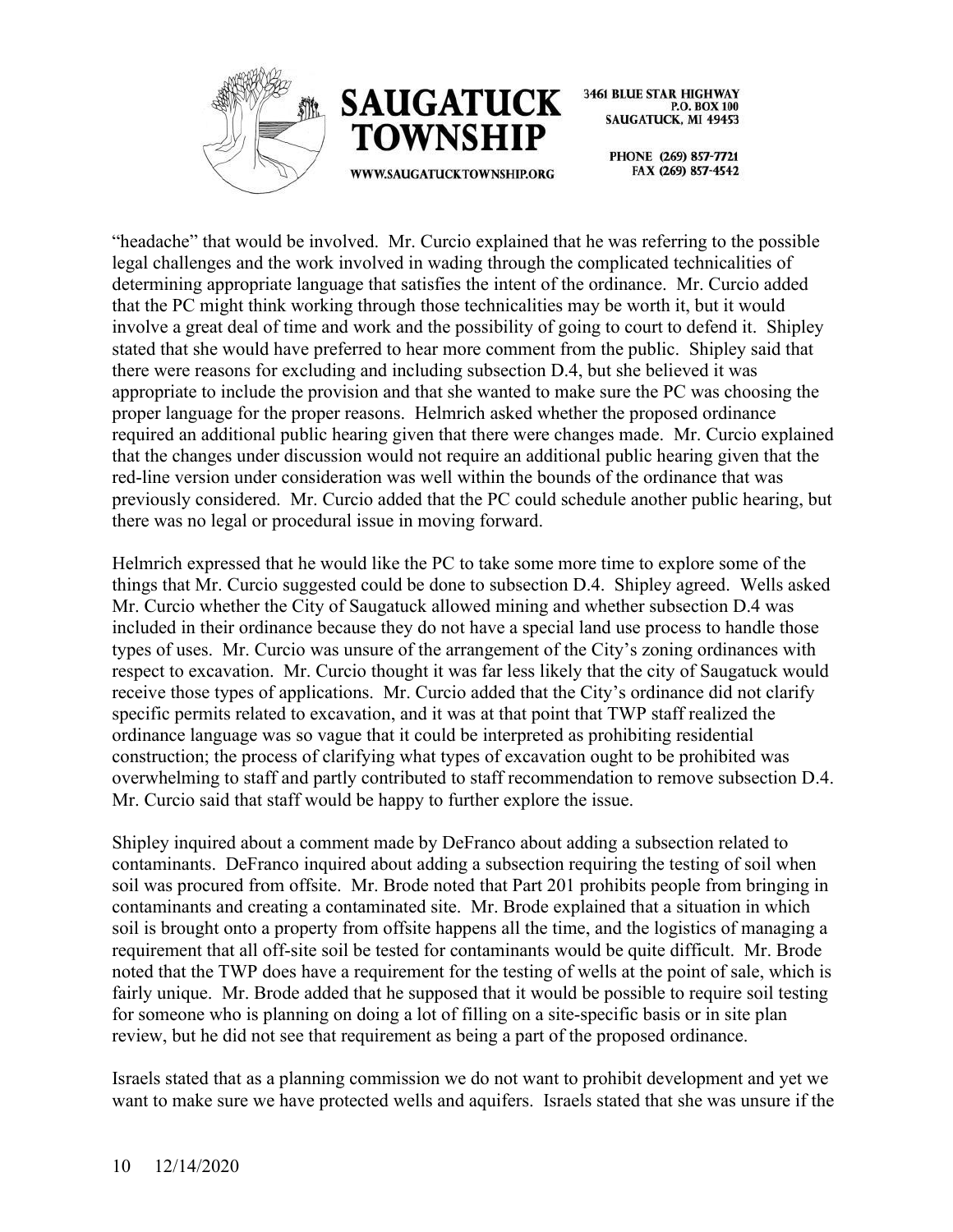"headache" that would be involved. Mr. Curcio explained that he was referring to the possible legal challenges and the work involved in wading through the complicated technicalities of determining appropriate language that satisfies the intent of the ordinance. Mr. Curcio added that the PC might think working through those technicalities may be worth it, but it would involve a great deal of time and work and the possibility of going to court to defend it. Shipley stated that she would have preferred to hear more comment from the public. Shipley said that there were reasons for excluding and including subsection D.4, but she believed it was appropriate to include the provision and that she wanted to make sure the PC was choosing the proper language for the proper reasons. Helmrich asked whether the proposed ordinance required an additional public hearing given that there were changes made. Mr. Curcio explained that the changes under discussion would not require an additional public hearing given that the red-line version under consideration was well within the bounds of the ordinance that was previously considered. Mr. Curcio added that the PC could schedule another public hearing, but there was no legal or procedural issue in moving forward.

Helmrich expressed that he would like the PC to take some more time to explore some of the things that Mr. Curcio suggested could be done to subsection D.4. Shipley agreed. Wells asked Mr. Curcio whether the City of Saugatuck allowed mining and whether subsection D.4 was included in their ordinance because they do not have a special land use process to handle those types of uses. Mr. Curcio was unsure of the arrangement of the City's zoning ordinances with respect to excavation. Mr. Curcio thought it was far less likely that the city of Saugatuck would receive those types of applications. Mr. Curcio added that the City's ordinance did not clarify specific permits related to excavation, and it was at that point that TWP staff realized the ordinance language was so vague that it could be interpreted as prohibiting residential construction; the process of clarifying what types of excavation ought to be prohibited was overwhelming to staff and partly contributed to staff recommendation to remove subsection D.4. Mr. Curcio said that staff would be happy to further explore the issue.

Shipley inquired about a comment made by DeFranco about adding a subsection related to contaminants. DeFranco inquired about adding a subsection requiring the testing of soil when soil was procured from offsite. Mr. Brode noted that Part 201 prohibits people from bringing in contaminants and creating a contaminated site. Mr. Brode explained that a situation in which soil is brought onto a property from offsite happens all the time, and the logistics of managing a requirement that all off-site soil be tested for contaminants would be quite difficult. Mr. Brode noted that the TWP does have a requirement for the testing of wells at the point of sale, which is fairly unique. Mr. Brode added that he supposed that it would be possible to require soil testing for someone who is planning on doing a lot of filling on a site-specific basis or in site plan review, but he did not see that requirement as being a part of the proposed ordinance.

Israels stated that as a planning commission we do not want to prohibit development and yet we want to make sure we have protected wells and aquifers. Israels stated that she was unsure if the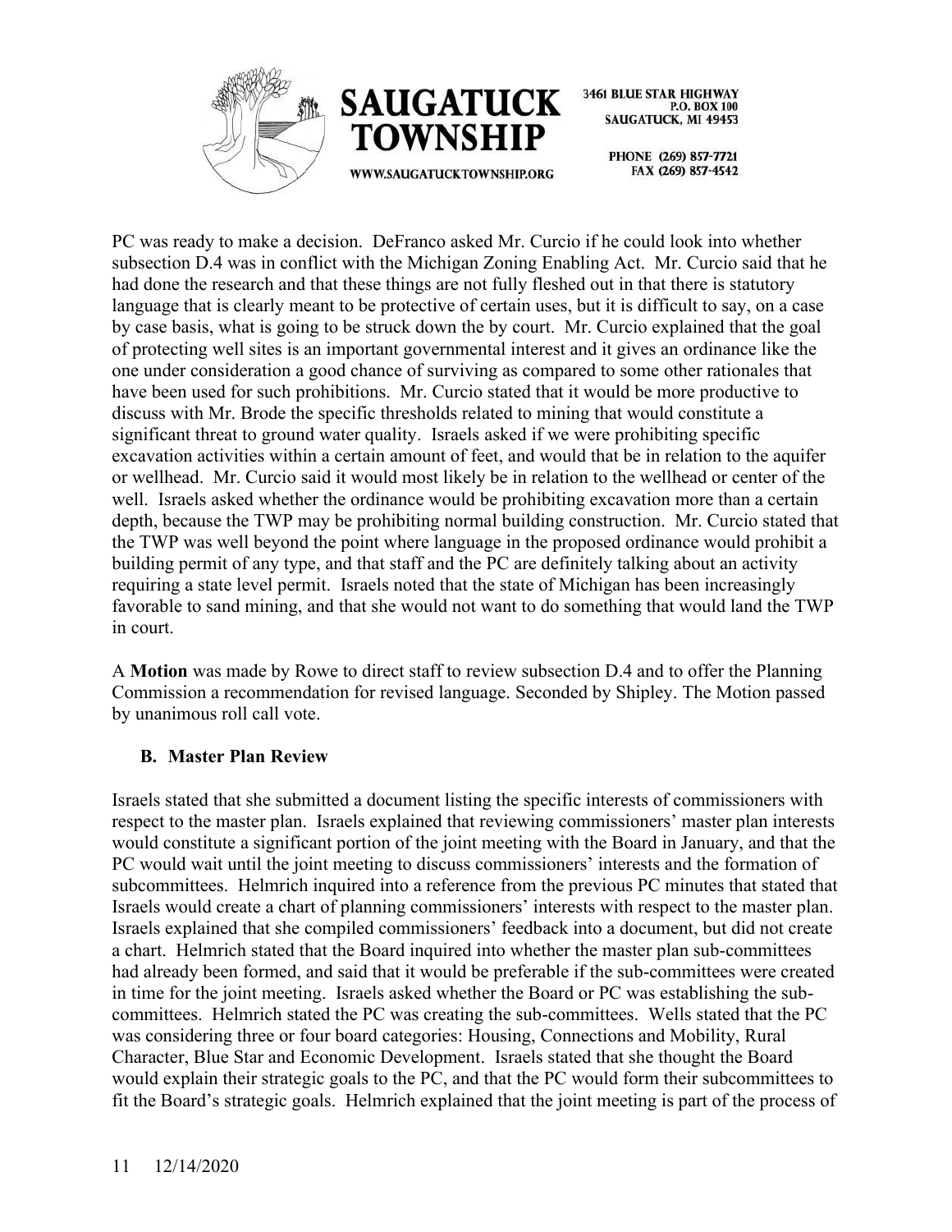PC was ready to make a decision. DeFranco asked Mr. Curcio if he could look into whether subsection D.4 was in conflict with the Michigan Zoning Enabling Act. Mr. Curcio said that he had done the research and that these things are not fully fleshed out in that there is statutory language that is clearly meant to be protective of certain uses, but it is difficult to say, on a case by case basis, what is going to be struck down the by court. Mr. Curcio explained that the goal of protecting well sites is an important governmental interest and it gives an ordinance like the one under consideration a good chance of surviving as compared to some other rationales that have been used for such prohibitions. Mr. Curcio stated that it would be more productive to discuss with Mr. Brode the specific thresholds related to mining that would constitute a significant threat to ground water quality. Israels asked if we were prohibiting specific excavation activities within a certain amount of feet, and would that be in relation to the aquifer or wellhead. Mr. Curcio said it would most likely be in relation to the wellhead or center of the well. Israels asked whether the ordinance would be prohibiting excavation more than a certain depth, because the TWP may be prohibiting normal building construction. Mr. Curcio stated that the TWP was well beyond the point where language in the proposed ordinance would prohibit a building permit of any type, and that staff and the PC are definitely talking about an activity requiring a state level permit. Israels noted that the state of Michigan has been increasingly favorable to sand mining, and that she would not want to do something that would land the TWP in court.

A **Motion** was made by Rowe to direct staff to review subsection D.4 and to offer the Planning Commission a recommendation for revised language. Seconded by Shipley. The Motion passed by unanimous roll call vote.

**B. Master Plan Review**

Israels stated that she submitted a document listing the specific interests of commissioners with respect to the master plan. Israels explained that reviewing commissioners' master plan interests would constitute a significant portion of the joint meeting with the Board in January, and that the PC would wait until the joint meeting to discuss commissioners' interests and the formation of subcommittees. Helmrich inquired into a reference from the previous PC minutes that stated that Israels would create a chart of planning commissioners' interests with respect to the master plan. Israels explained that she compiled commissioners' feedback into a document, but did not create a chart. Helmrich stated that the Board inquired into whether the master plan sub-committees had already been formed, and said that it would be preferable if the sub-committees were created in time for the joint meeting. Israels asked whether the Board or PC was establishing the sub-committees. Helmrich stated the PC was creating the sub-committees. Wells stated that the PC was considering three or four board categories: Housing, Connections and Mobility, Rural Character, Blue Star and Economic Development. Israels stated that she thought the Board would explain their strategic goals to the PC, and that the PC would form their subcommittees to fit the Board's strategic goals. Helmrich explained that the joint meeting is part of the process of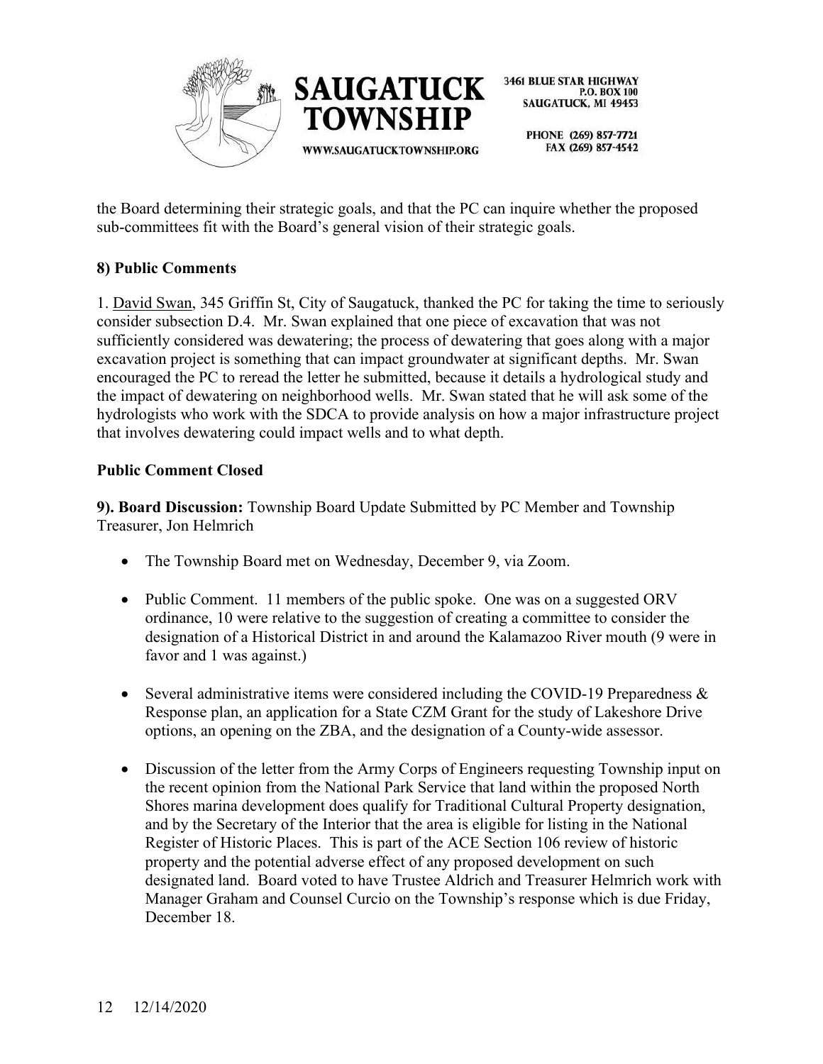the Board determining their strategic goals, and that the PC can inquire whether the proposed sub-committees fit with the Board's general vision of their strategic goals.

**8) Public Comments**

1. David Swan, 345 Griffin St, City of Saugatuck, thanked the PC for taking the time to seriously consider subsection D.4. Mr. Swan explained that one piece of excavation that was not sufficiently considered was dewatering; the process of dewatering that goes along with a major excavation project is something that can impact groundwater at significant depths. Mr. Swan encouraged the PC to reread the letter he submitted, because it details a hydrological study and the impact of dewatering on neighborhood wells. Mr. Swan stated that he will ask some of the hydrologists who work with the SDCA to provide analysis on how a major infrastructure project that involves dewatering could impact wells and to what depth.

**Public Comment Closed**

**9). Board Discussion:** Township Board Update Submitted by PC Member and Township Treasurer, Jon Helmrich

- The Township Board met on Wednesday, December 9, via Zoom.
- Public Comment. 11 members of the public spoke. One was on a suggested ORV ordinance, 10 were relative to the suggestion of creating a committee to consider the designation of a Historical District in and around the Kalamazoo River mouth (9 were in favor and 1 was against.)
- Several administrative items were considered including the COVID-19 Preparedness & Response plan, an application for a State CZM Grant for the study of Lakeshore Drive options, an opening on the ZBA, and the designation of a County-wide assessor.
- Discussion of the letter from the Army Corps of Engineers requesting Township input on the recent opinion from the National Park Service that land within the proposed North Shores marina development does qualify for Traditional Cultural Property designation, and by the Secretary of the Interior that the area is eligible for listing in the National Register of Historic Places. This is part of the ACE Section 106 review of historic property and the potential adverse effect of any proposed development on such designated land. Board voted to have Trustee Aldrich and Treasurer Helmrich work with Manager Graham and Counsel Curcio on the Township's response which is due Friday, December 18.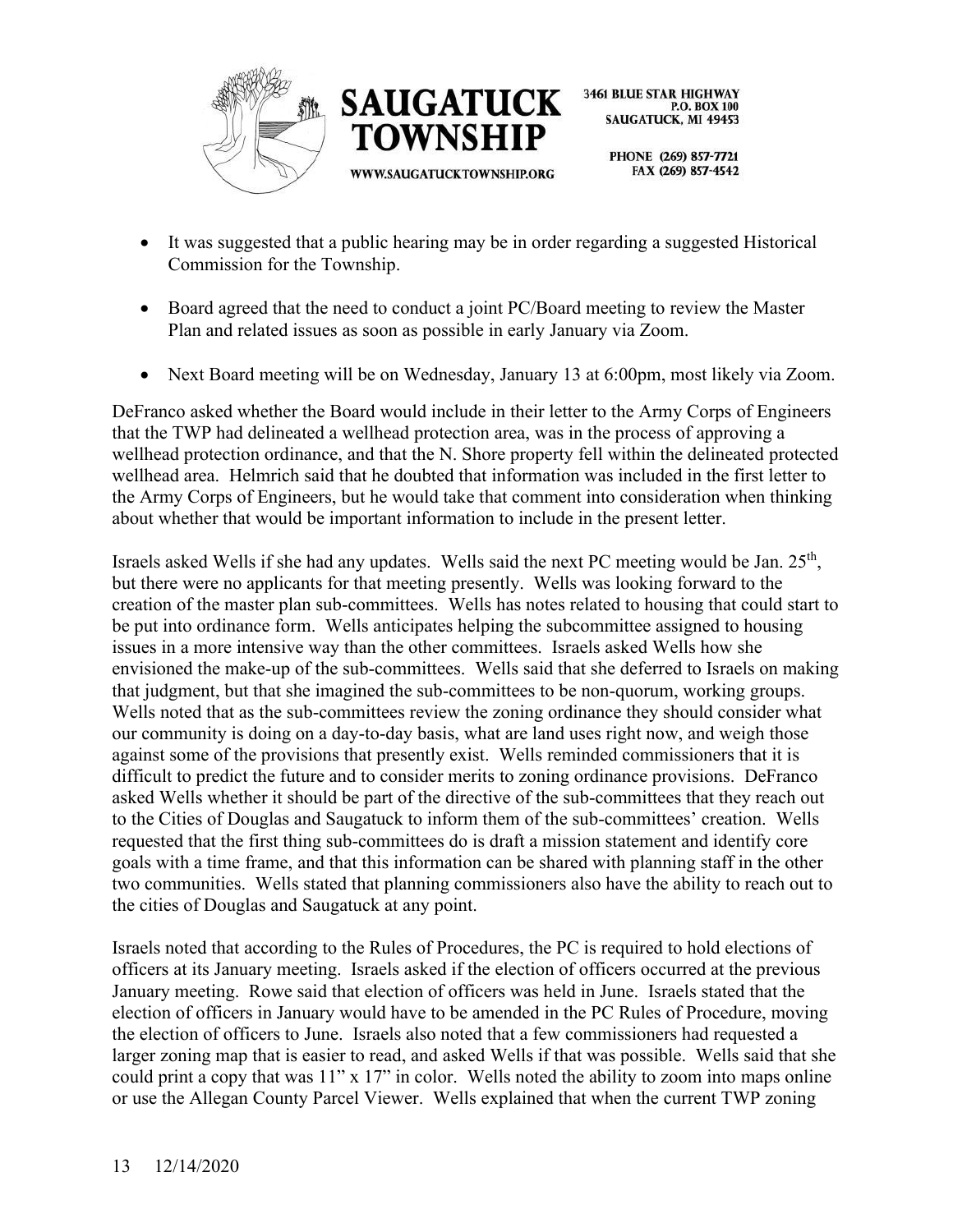- It was suggested that a public hearing may be in order regarding a suggested Historical Commission for the Township.

- Board agreed that the need to conduct a joint PC/Board meeting to review the Master Plan and related issues as soon as possible in early January via Zoom.

- Next Board meeting will be on Wednesday, January 13 at 6:00pm, most likely via Zoom.

DeFranco asked whether the Board would include in their letter to the Army Corps of Engineers that the TWP had delineated a wellhead protection area, was in the process of approving a wellhead protection ordinance, and that the N. Shore property fell within the delineated protected wellhead area. Helmrich said that he doubted that information was included in the first letter to the Army Corps of Engineers, but he would take that comment into consideration when thinking about whether that would be important information to include in the present letter.

Israels asked Wells if she had any updates. Wells said the next PC meeting would be Jan. 25th, but there were no applicants for that meeting presently. Wells was looking forward to the creation of the master plan sub-committees. Wells has notes related to housing that could start to be put into ordinance form. Wells anticipates helping the subcommittee assigned to housing issues in a more intensive way than the other committees. Israels asked Wells how she envisioned the make-up of the sub-committees. Wells said that she deferred to Israels on making that judgment, but that she imagined the sub-committees to be non-quorum, working groups. Wells noted that as the sub-committees review the zoning ordinance they should consider what our community is doing on a day-to-day basis, what are land uses right now, and weigh those against some of the provisions that presently exist. Wells reminded commissioners that it is difficult to predict the future and to consider merits to zoning ordinance provisions. DeFranco asked Wells whether it should be part of the directive of the sub-committees that they reach out to the Cities of Douglas and Saugatuck to inform them of the sub-committees' creation. Wells requested that the first thing sub-committees do is draft a mission statement and identify core goals with a time frame, and that this information can be shared with planning staff in the other two communities. Wells stated that planning commissioners also have the ability to reach out to the cities of Douglas and Saugatuck at any point.

Israels noted that according to the Rules of Procedures, the PC is required to hold elections of officers at its January meeting. Israels asked if the election of officers occurred at the previous January meeting. Rowe said that election of officers was held in June. Israels stated that the election of officers in January would have to be amended in the PC Rules of Procedure, moving the election of officers to June. Israels also noted that a few commissioners had requested a larger zoning map that is easier to read, and asked Wells if that was possible. Wells said that she could print a copy that was 11" x 17" in color. Wells noted the ability to zoom into maps online or use the Allegan County Parcel Viewer. Wells explained that when the current TWP zoning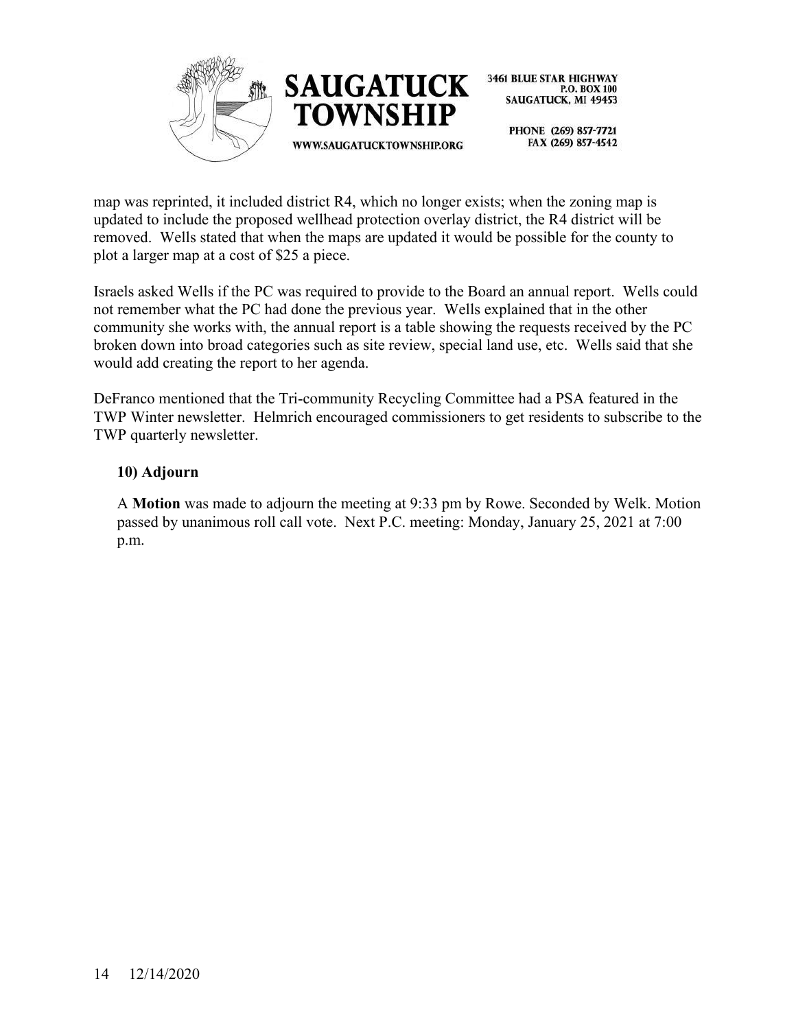map was reprinted, it included district R4, which no longer exists; when the zoning map is updated to include the proposed wellhead protection overlay district, the R4 district will be removed. Wells stated that when the maps are updated it would be possible for the county to plot a larger map at a cost of $25 a piece.

Israels asked Wells if the PC was required to provide to the Board an annual report. Wells could not remember what the PC had done the previous year. Wells explained that in the other community she works with, the annual report is a table showing the requests received by the PC broken down into broad categories such as site review, special land use, etc. Wells said that she would add creating the report to her agenda.

DeFranco mentioned that the Tri-community Recycling Committee had a PSA featured in the TWP Winter newsletter. Helmrich encouraged commissioners to get residents to subscribe to the TWP quarterly newsletter.

**10) Adjourn**

A **Motion** was made to adjourn the meeting at 9:33 pm by Rowe. Seconded by Welk. Motion passed by unanimous roll call vote. Next P.C. meeting: Monday, January 25, 2021 at 7:00 p.m.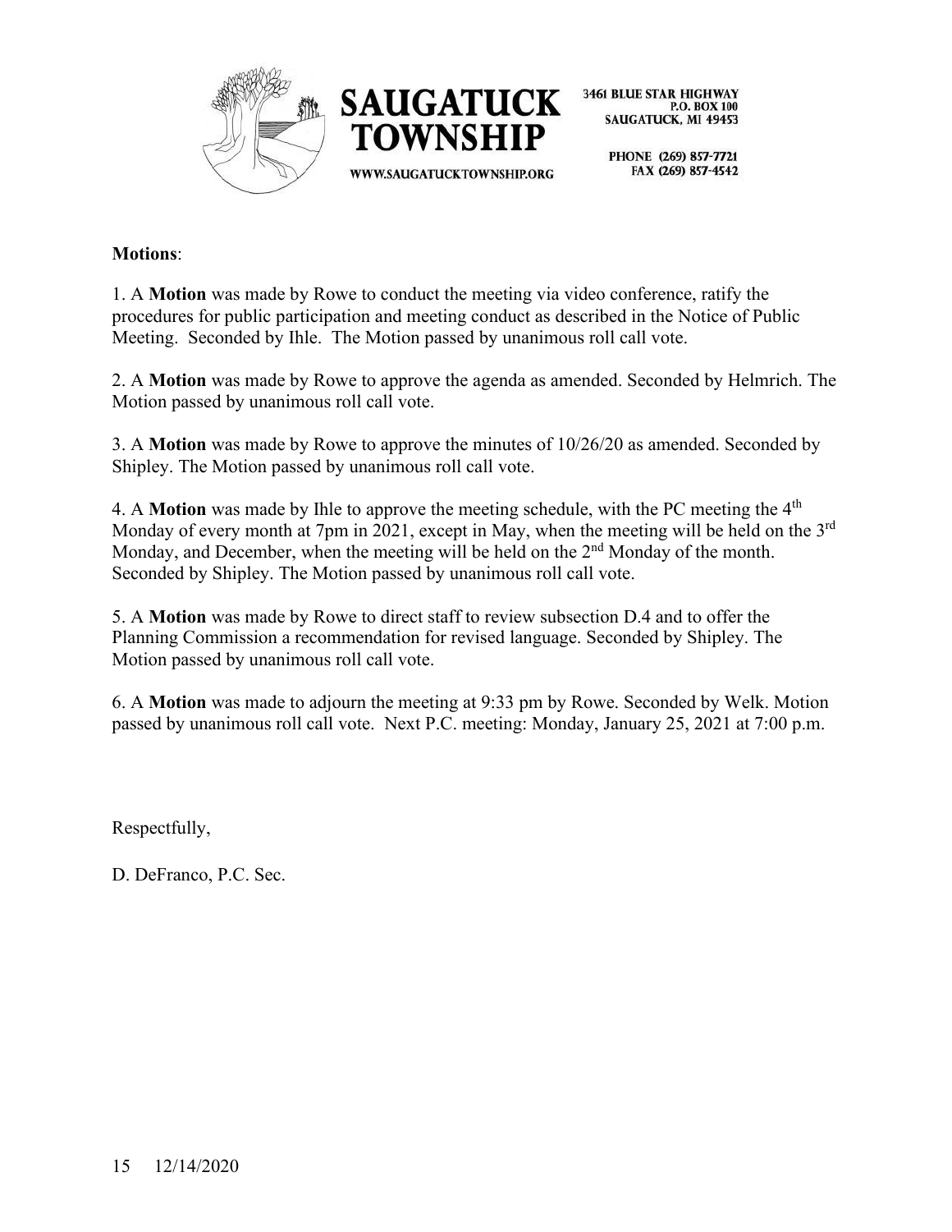**Motions**:

1. A **Motion** was made by Rowe to conduct the meeting via video conference, ratify the procedures for public participation and meeting conduct as described in the Notice of Public Meeting. Seconded by Ihle. The Motion passed by unanimous roll call vote.

2. A **Motion** was made by Rowe to approve the agenda as amended. Seconded by Helmrich. The Motion passed by unanimous roll call vote.

3. A **Motion** was made by Rowe to approve the minutes of 10/26/20 as amended. Seconded by Shipley. The Motion passed by unanimous roll call vote.

4. A **Motion** was made by Ihle to approve the meeting schedule, with the PC meeting the 4th Monday of every month at 7pm in 2021, except in May, when the meeting will be held on the 3rd Monday, and December, when the meeting will be held on the 2nd Monday of the month. Seconded by Shipley. The Motion passed by unanimous roll call vote.

5. A **Motion** was made by Rowe to direct staff to review subsection D.4 and to offer the Planning Commission a recommendation for revised language. Seconded by Shipley. The Motion passed by unanimous roll call vote.

6. A **Motion** was made to adjourn the meeting at 9:33 pm by Rowe. Seconded by Welk. Motion passed by unanimous roll call vote. Next P.C. meeting: Monday, January 25, 2021 at 7:00 p.m.

Respectfully,

D. DeFranco, P.C. Sec.